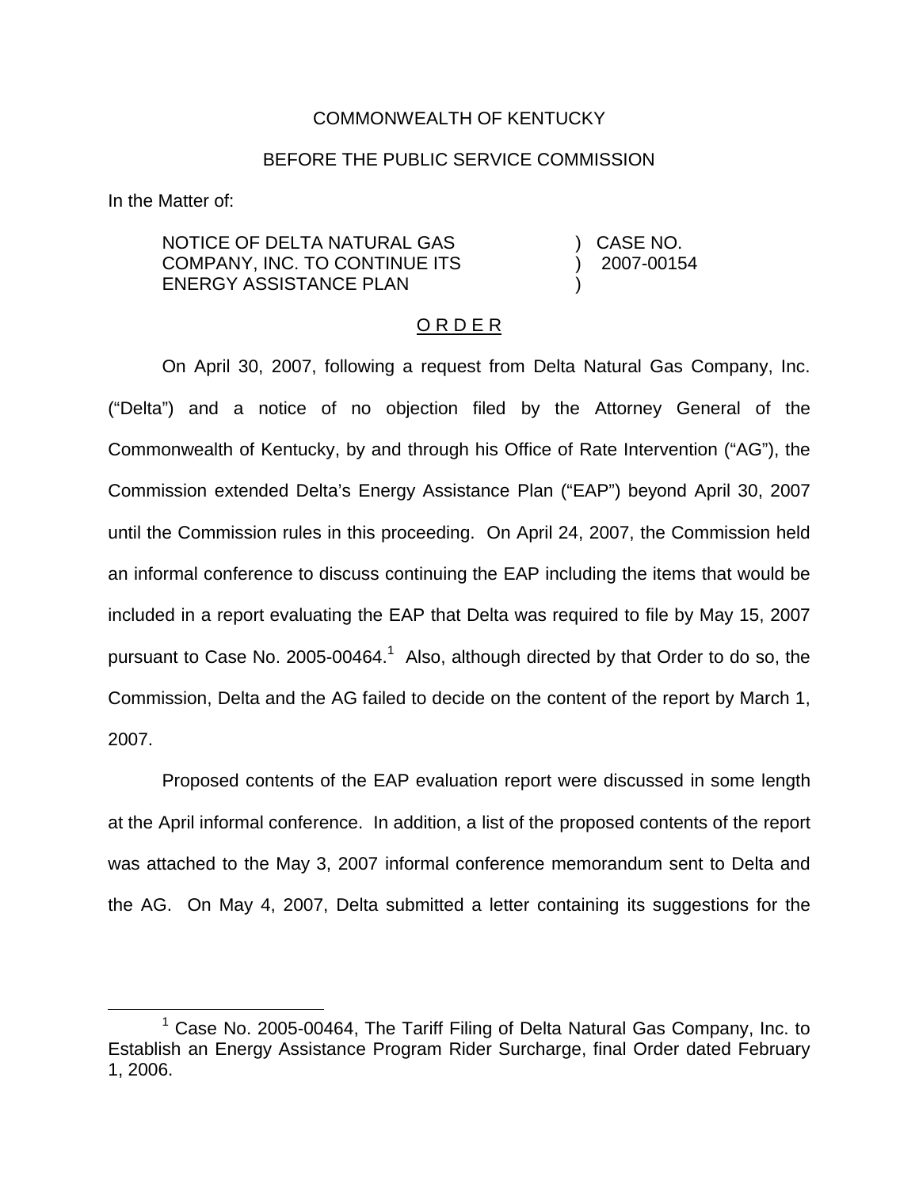COMMONWEALTH OF KENTUCKY

BEFORE THE PUBLIC SERVICE COMMISSION

In the Matter of:

| | | |
|---|---|---|
| NOTICE OF DELTA NATURAL GAS COMPANY, INC. TO CONTINUE ITS ENERGY ASSISTANCE PLAN | ) ) ) | CASE NO. 2007-00154 |

## O R D E R

On April 30, 2007, following a request from Delta Natural Gas Company, Inc. ("Delta") and a notice of no objection filed by the Attorney General of the Commonwealth of Kentucky, by and through his Office of Rate Intervention ("AG"), the Commission extended Delta's Energy Assistance Plan ("EAP") beyond April 30, 2007 until the Commission rules in this proceeding. On April 24, 2007, the Commission held an informal conference to discuss continuing the EAP including the items that would be included in a report evaluating the EAP that Delta was required to file by May 15, 2007 pursuant to Case No. 2005-00464.[1] Also, although directed by that Order to do so, the Commission, Delta and the AG failed to decide on the content of the report by March 1, 2007.

Proposed contents of the EAP evaluation report were discussed in some length at the April informal conference. In addition, a list of the proposed contents of the report was attached to the May 3, 2007 informal conference memorandum sent to Delta and the AG. On May 4, 2007, Delta submitted a letter containing its suggestions for the

[1] Case No. 2005-00464, The Tariff Filing of Delta Natural Gas Company, Inc. to Establish an Energy Assistance Program Rider Surcharge, final Order dated February 1, 2006.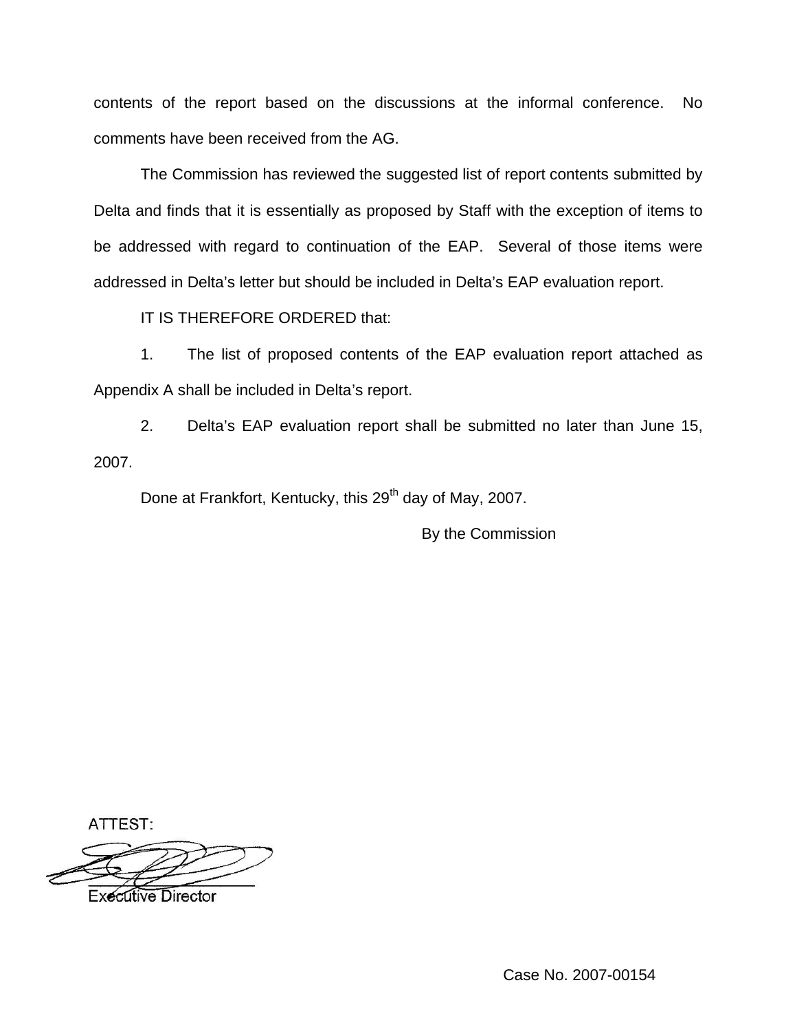contents of the report based on the discussions at the informal conference. No comments have been received from the AG.

The Commission has reviewed the suggested list of report contents submitted by Delta and finds that it is essentially as proposed by Staff with the exception of items to be addressed with regard to continuation of the EAP. Several of those items were addressed in Delta's letter but should be included in Delta's EAP evaluation report.

IT IS THEREFORE ORDERED that:

1. The list of proposed contents of the EAP evaluation report attached as Appendix A shall be included in Delta's report.

2. Delta's EAP evaluation report shall be submitted no later than June 15, 2007.

Done at Frankfort, Kentucky, this 29th day of May, 2007.

By the Commission

ATTEST:

Executive Director

Case No. 2007-00154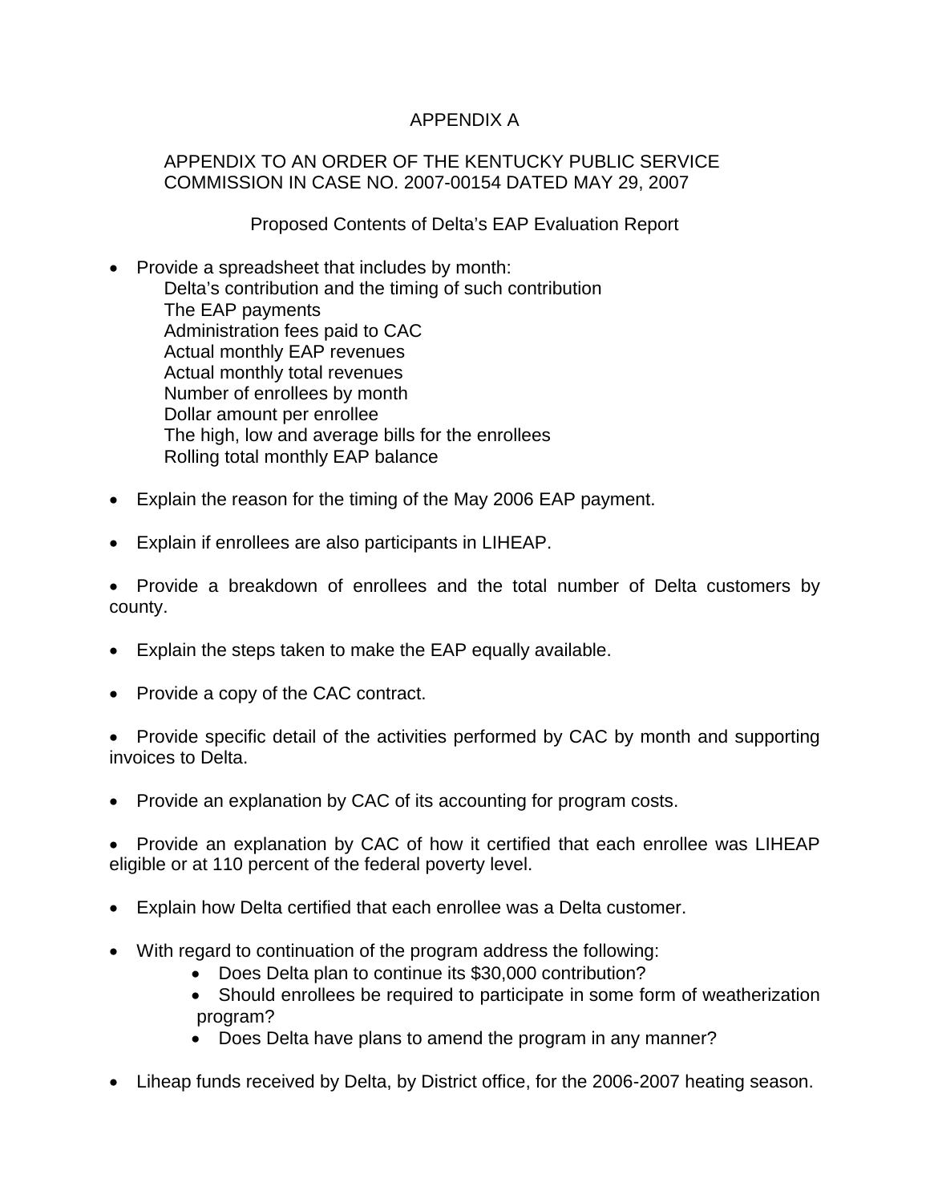APPENDIX A

APPENDIX TO AN ORDER OF THE KENTUCKY PUBLIC SERVICE COMMISSION IN CASE NO. 2007-00154 DATED MAY 29, 2007

Proposed Contents of Delta's EAP Evaluation Report

- Provide a spreadsheet that includes by month:
  - Delta's contribution and the timing of such contribution
  - The EAP payments
  - Administration fees paid to CAC
  - Actual monthly EAP revenues
  - Actual monthly total revenues
  - Number of enrollees by month
  - Dollar amount per enrollee
  - The high, low and average bills for the enrollees
  - Rolling total monthly EAP balance

- Explain the reason for the timing of the May 2006 EAP payment.

- Explain if enrollees are also participants in LIHEAP.

- Provide a breakdown of enrollees and the total number of Delta customers by county.

- Explain the steps taken to make the EAP equally available.

- Provide a copy of the CAC contract.

- Provide specific detail of the activities performed by CAC by month and supporting invoices to Delta.

- Provide an explanation by CAC of its accounting for program costs.

- Provide an explanation by CAC of how it certified that each enrollee was LIHEAP eligible or at 110 percent of the federal poverty level.

- Explain how Delta certified that each enrollee was a Delta customer.

- With regard to continuation of the program address the following:
  - Does Delta plan to continue its $30,000 contribution?
  - Should enrollees be required to participate in some form of weatherization program?
  - Does Delta have plans to amend the program in any manner?

- Liheap funds received by Delta, by District office, for the 2006-2007 heating season.